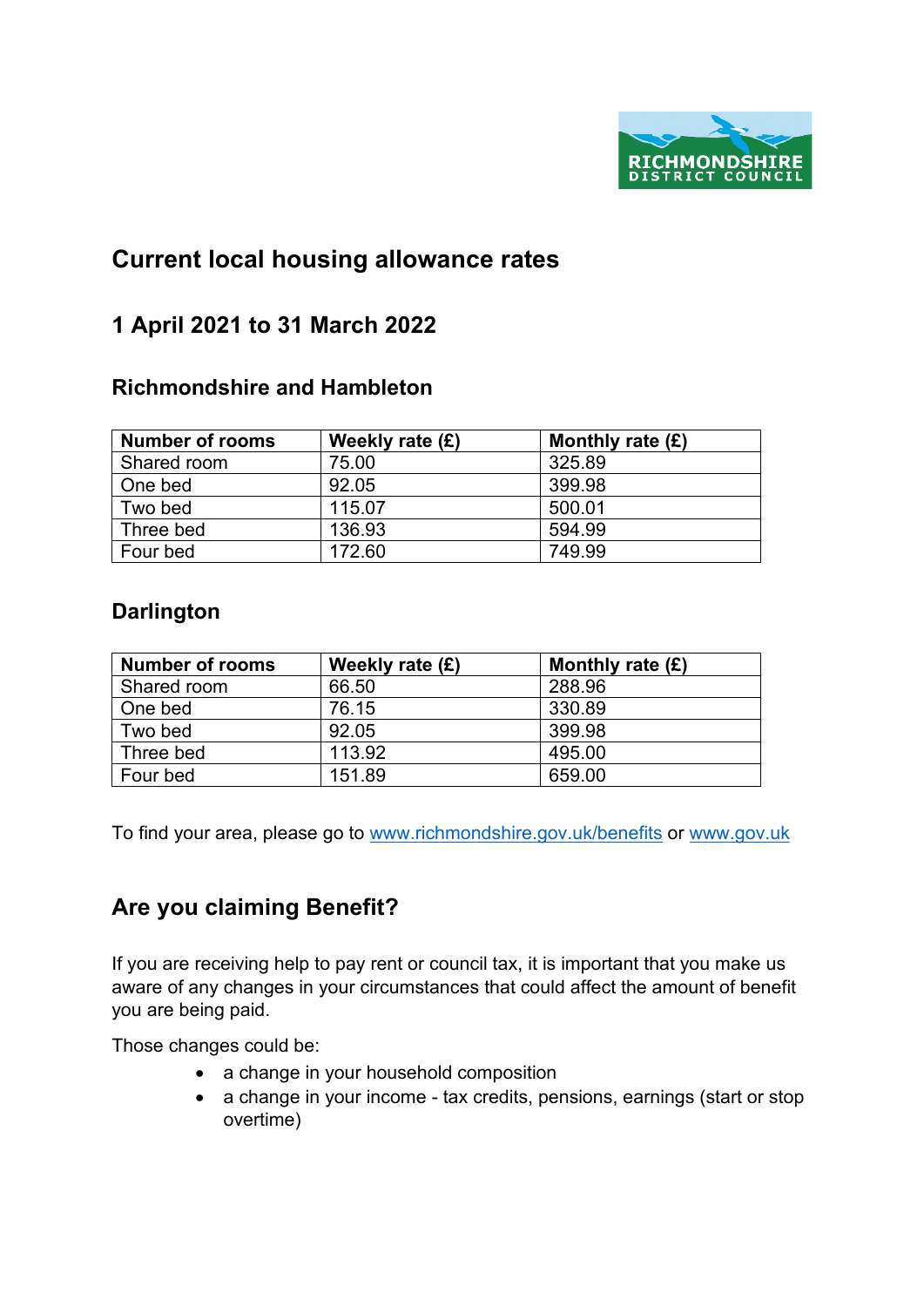# Current local housing allowance rates

## 1 April 2021 to 31 March 2022

### Richmondshire and Hambleton

| Number of rooms | Weekly rate (£) | Monthly rate (£) |
|---|---|---|
| Shared room | 75.00 | 325.89 |
| One bed | 92.05 | 399.98 |
| Two bed | 115.07 | 500.01 |
| Three bed | 136.93 | 594.99 |
| Four bed | 172.60 | 749.99 |

### Darlington

| Number of rooms | Weekly rate (£) | Monthly rate (£) |
|---|---|---|
| Shared room | 66.50 | 288.96 |
| One bed | 76.15 | 330.89 |
| Two bed | 92.05 | 399.98 |
| Three bed | 113.92 | 495.00 |
| Four bed | 151.89 | 659.00 |

To find your area, please go to www.richmondshire.gov.uk/benefits or www.gov.uk

## Are you claiming Benefit?

If you are receiving help to pay rent or council tax, it is important that you make us aware of any changes in your circumstances that could affect the amount of benefit you are being paid.

Those changes could be:

- a change in your household composition
- a change in your income - tax credits, pensions, earnings (start or stop overtime)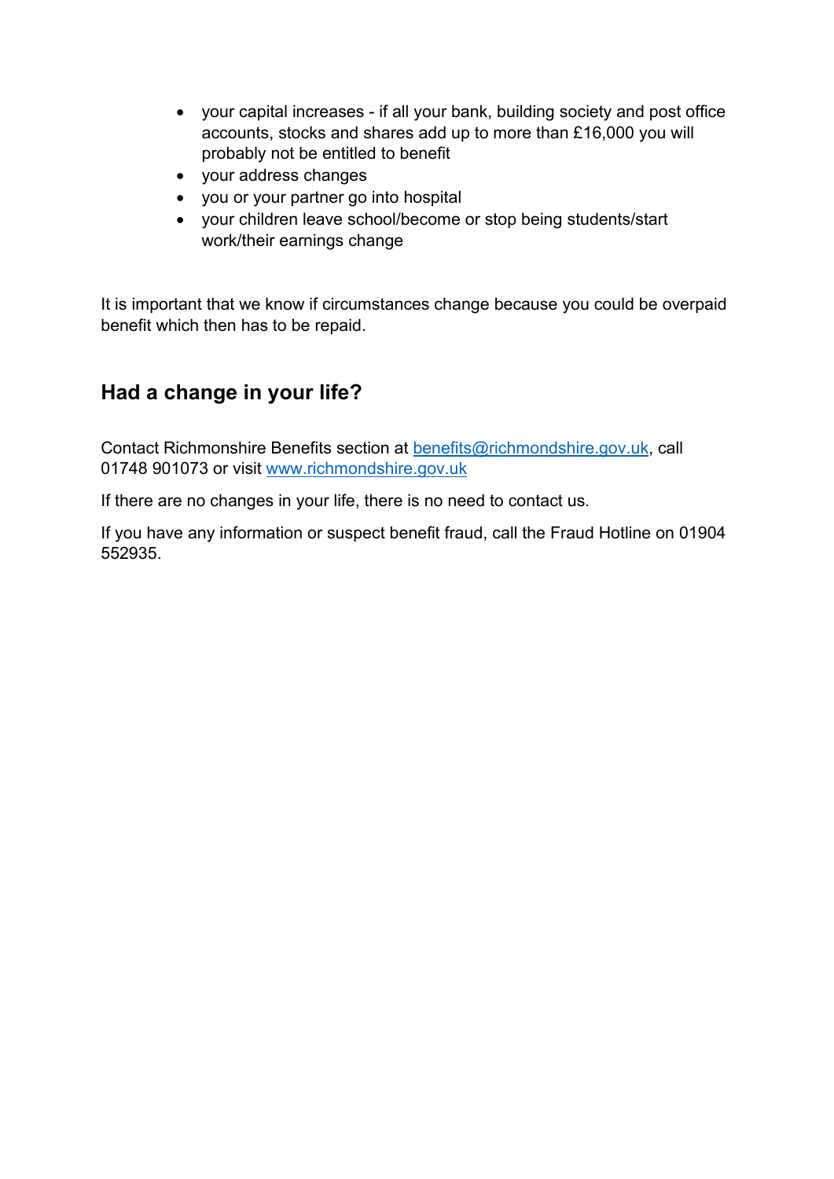- your capital increases - if all your bank, building society and post office accounts, stocks and shares add up to more than £16,000 you will probably not be entitled to benefit
- your address changes
- you or your partner go into hospital
- your children leave school/become or stop being students/start work/their earnings change

It is important that we know if circumstances change because you could be overpaid benefit which then has to be repaid.

## Had a change in your life?

Contact Richmonshire Benefits section at [benefits@richmondshire.gov.uk](mailto:benefits@richmondshire.gov.uk), call 01748 901073 or visit [www.richmondshire.gov.uk](http://www.richmondshire.gov.uk)

If there are no changes in your life, there is no need to contact us.

If you have any information or suspect benefit fraud, call the Fraud Hotline on 01904 552935.